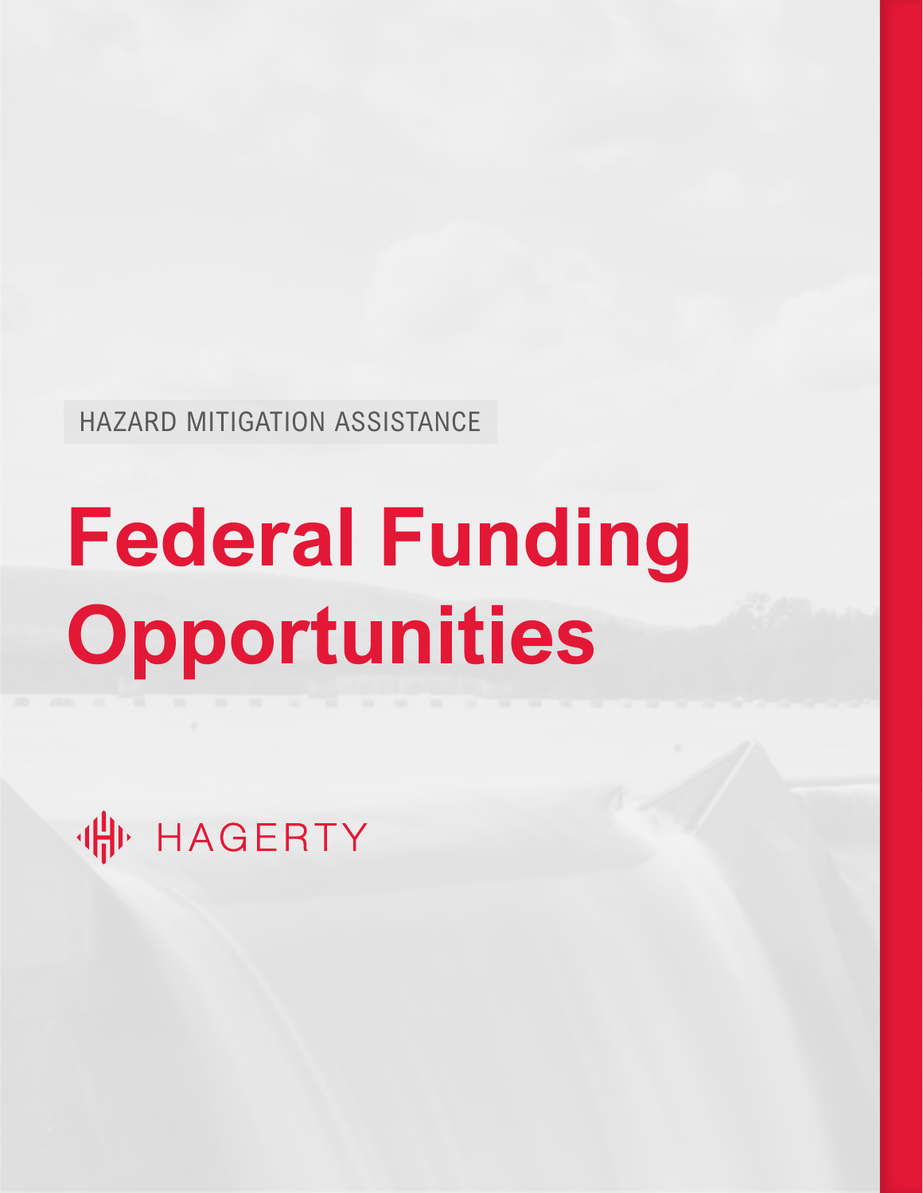HAZARD MITIGATION ASSISTANCE

# Federal Funding Opportunities

HAGERTY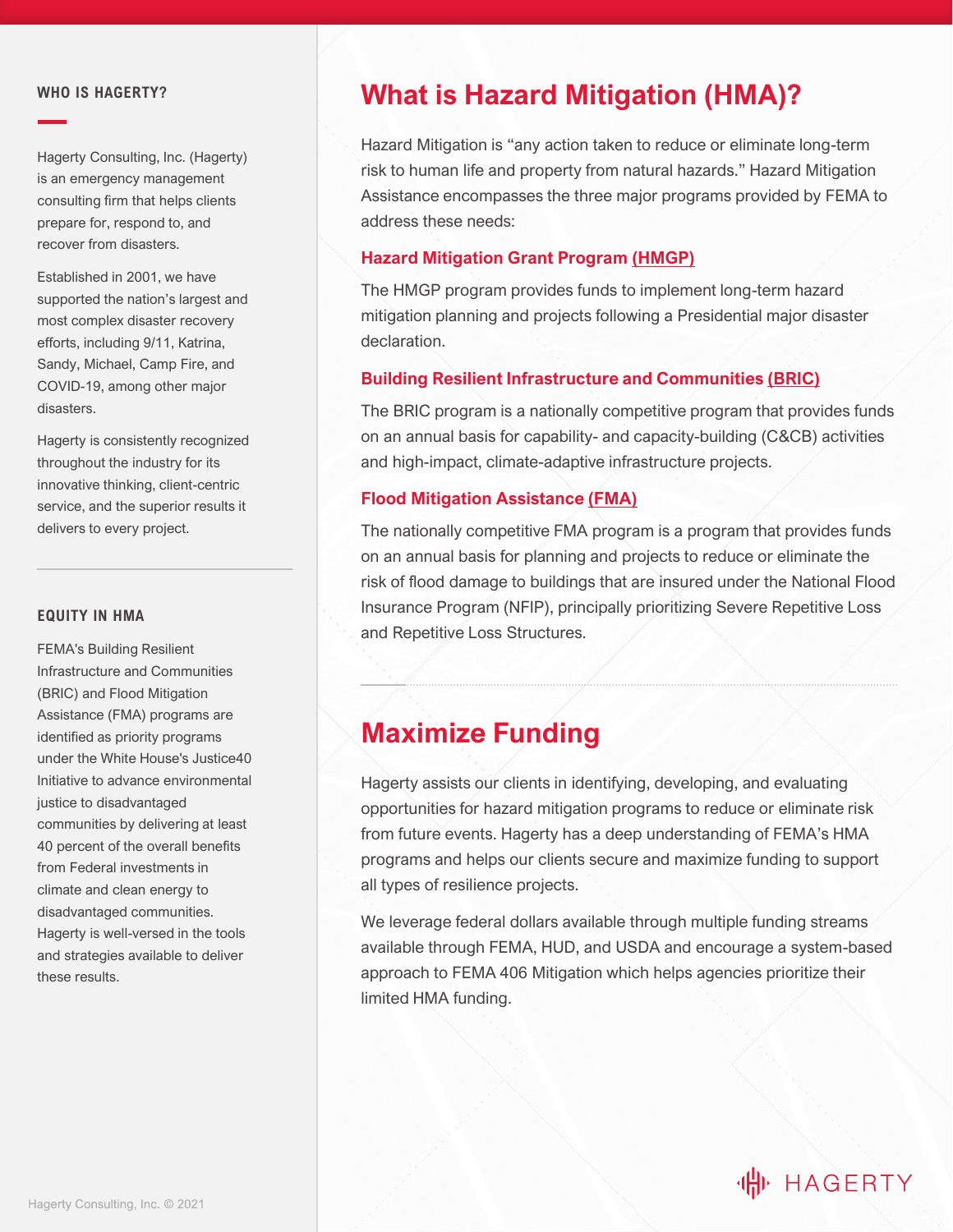## WHO IS HAGERTY?

Hagerty Consulting, Inc. (Hagerty) is an emergency management consulting firm that helps clients prepare for, respond to, and recover from disasters.

Established in 2001, we have supported the nation's largest and most complex disaster recovery efforts, including 9/11, Katrina, Sandy, Michael, Camp Fire, and COVID-19, among other major disasters.

Hagerty is consistently recognized throughout the industry for its innovative thinking, client-centric service, and the superior results it delivers to every project.

## EQUITY IN HMA

FEMA's Building Resilient Infrastructure and Communities (BRIC) and Flood Mitigation Assistance (FMA) programs are identified as priority programs under the White House's Justice40 Initiative to advance environmental justice to disadvantaged communities by delivering at least 40 percent of the overall benefits from Federal investments in climate and clean energy to disadvantaged communities. Hagerty is well-versed in the tools and strategies available to deliver these results.

# What is Hazard Mitigation (HMA)?

Hazard Mitigation is "any action taken to reduce or eliminate long-term risk to human life and property from natural hazards." Hazard Mitigation Assistance encompasses the three major programs provided by FEMA to address these needs:

### Hazard Mitigation Grant Program (HMGP)

The HMGP program provides funds to implement long-term hazard mitigation planning and projects following a Presidential major disaster declaration.

### Building Resilient Infrastructure and Communities (BRIC)

The BRIC program is a nationally competitive program that provides funds on an annual basis for capability- and capacity-building (C&CB) activities and high-impact, climate-adaptive infrastructure projects.

### Flood Mitigation Assistance (FMA)

The nationally competitive FMA program is a program that provides funds on an annual basis for planning and projects to reduce or eliminate the risk of flood damage to buildings that are insured under the National Flood Insurance Program (NFIP), principally prioritizing Severe Repetitive Loss and Repetitive Loss Structures.

# Maximize Funding

Hagerty assists our clients in identifying, developing, and evaluating opportunities for hazard mitigation programs to reduce or eliminate risk from future events. Hagerty has a deep understanding of FEMA's HMA programs and helps our clients secure and maximize funding to support all types of resilience projects.

We leverage federal dollars available through multiple funding streams available through FEMA, HUD, and USDA and encourage a system-based approach to FEMA 406 Mitigation which helps agencies prioritize their limited HMA funding.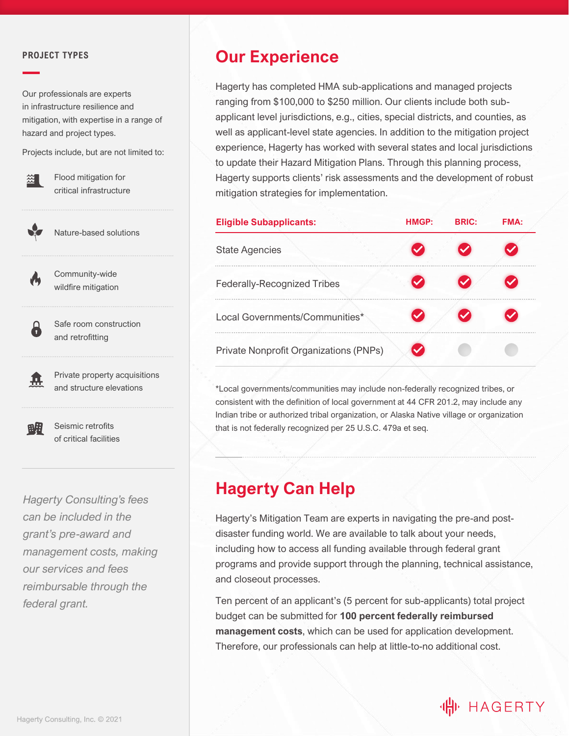## PROJECT TYPES

Our professionals are experts in infrastructure resilience and mitigation, with expertise in a range of hazard and project types.

Projects include, but are not limited to:

- Flood mitigation for critical infrastructure
- Nature-based solutions
- Community-wide wildfire mitigation
- Safe room construction and retrofitting
- Private property acquisitions and structure elevations
- Seismic retrofits of critical facilities

*Hagerty Consulting's fees can be included in the grant's pre-award and management costs, making our services and fees reimbursable through the federal grant.*

# Our Experience

Hagerty has completed HMA sub-applications and managed projects ranging from $100,000 to $250 million. Our clients include both sub-applicant level jurisdictions, e.g., cities, special districts, and counties, as well as applicant-level state agencies. In addition to the mitigation project experience, Hagerty has worked with several states and local jurisdictions to update their Hazard Mitigation Plans. Through this planning process, Hagerty supports clients' risk assessments and the development of robust mitigation strategies for implementation.

| Eligible Subapplicants: | HMGP: | BRIC: | FMA: |
|---|---|---|---|
| State Agencies | ✓ | ✓ | ✓ |
| Federally-Recognized Tribes | ✓ | ✓ | ✓ |
| Local Governments/Communities* | ✓ | ✓ | ✓ |
| Private Nonprofit Organizations (PNPs) | ✓ | | |

*Local governments/communities may include non-federally recognized tribes, or consistent with the definition of local government at 44 CFR 201.2, may include any Indian tribe or authorized tribal organization, or Alaska Native village or organization that is not federally recognized per 25 U.S.C. 479a et seq.

# Hagerty Can Help

Hagerty's Mitigation Team are experts in navigating the pre-and post-disaster funding world. We are available to talk about your needs, including how to access all funding available through federal grant programs and provide support through the planning, technical assistance, and closeout processes.

Ten percent of an applicant's (5 percent for sub-applicants) total project budget can be submitted for **100 percent federally reimbursed management costs**, which can be used for application development. Therefore, our professionals can help at little-to-no additional cost.

HAGERTY

Hagerty Consulting, Inc. © 2021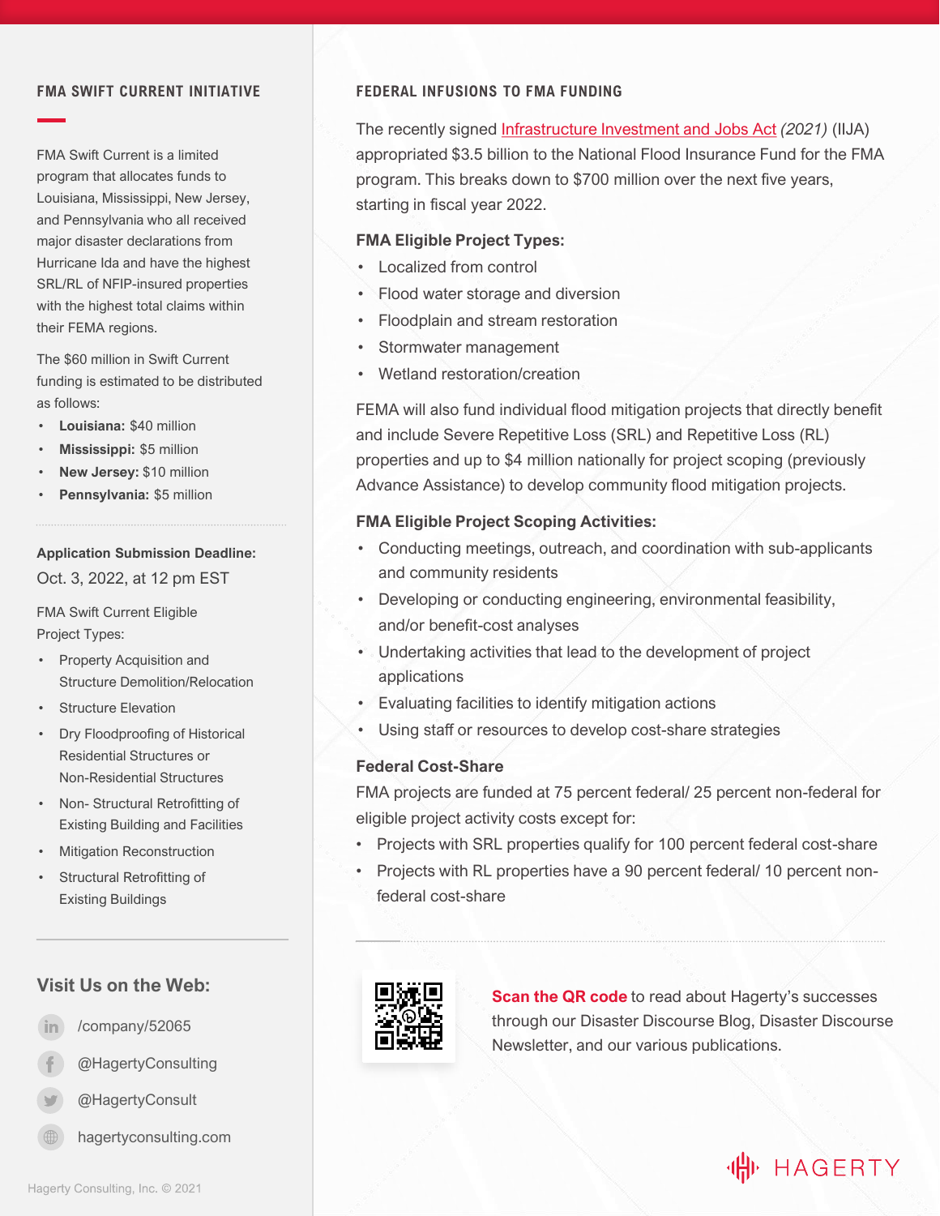## FMA SWIFT CURRENT INITIATIVE

FMA Swift Current is a limited program that allocates funds to Louisiana, Mississippi, New Jersey, and Pennsylvania who all received major disaster declarations from Hurricane Ida and have the highest SRL/RL of NFIP-insured properties with the highest total claims within their FEMA regions.

The $60 million in Swift Current funding is estimated to be distributed as follows:

- **Louisiana:** $40 million
- **Mississippi:** $5 million
- **New Jersey:** $10 million
- **Pennsylvania:** $5 million

**Application Submission Deadline:**
Oct. 3, 2022, at 12 pm EST

FMA Swift Current Eligible Project Types:

- Property Acquisition and Structure Demolition/Relocation
- Structure Elevation
- Dry Floodproofing of Historical Residential Structures or Non-Residential Structures
- Non- Structural Retrofitting of Existing Building and Facilities
- Mitigation Reconstruction
- Structural Retrofitting of Existing Buildings

## FEDERAL INFUSIONS TO FMA FUNDING

The recently signed Infrastructure Investment and Jobs Act *(2021)* (IIJA) appropriated $3.5 billion to the National Flood Insurance Fund for the FMA program. This breaks down to $700 million over the next five years, starting in fiscal year 2022.

**FMA Eligible Project Types:**

- Localized from control
- Flood water storage and diversion
- Floodplain and stream restoration
- Stormwater management
- Wetland restoration/creation

FEMA will also fund individual flood mitigation projects that directly benefit and include Severe Repetitive Loss (SRL) and Repetitive Loss (RL) properties and up to $4 million nationally for project scoping (previously Advance Assistance) to develop community flood mitigation projects.

**FMA Eligible Project Scoping Activities:**

- Conducting meetings, outreach, and coordination with sub-applicants and community residents
- Developing or conducting engineering, environmental feasibility, and/or benefit-cost analyses
- Undertaking activities that lead to the development of project applications
- Evaluating facilities to identify mitigation actions
- Using staff or resources to develop cost-share strategies

**Federal Cost-Share**

FMA projects are funded at 75 percent federal/ 25 percent non-federal for eligible project activity costs except for:

- Projects with SRL properties qualify for 100 percent federal cost-share
- Projects with RL properties have a 90 percent federal/ 10 percent non-federal cost-share

**Scan the QR code** to read about Hagerty's successes through our Disaster Discourse Blog, Disaster Discourse Newsletter, and our various publications.

### Visit Us on the Web:

- /company/52065
- @HagertyConsulting
- @HagertyConsult
- hagertyconsulting.com

HAGERTY

Hagerty Consulting, Inc. © 2021